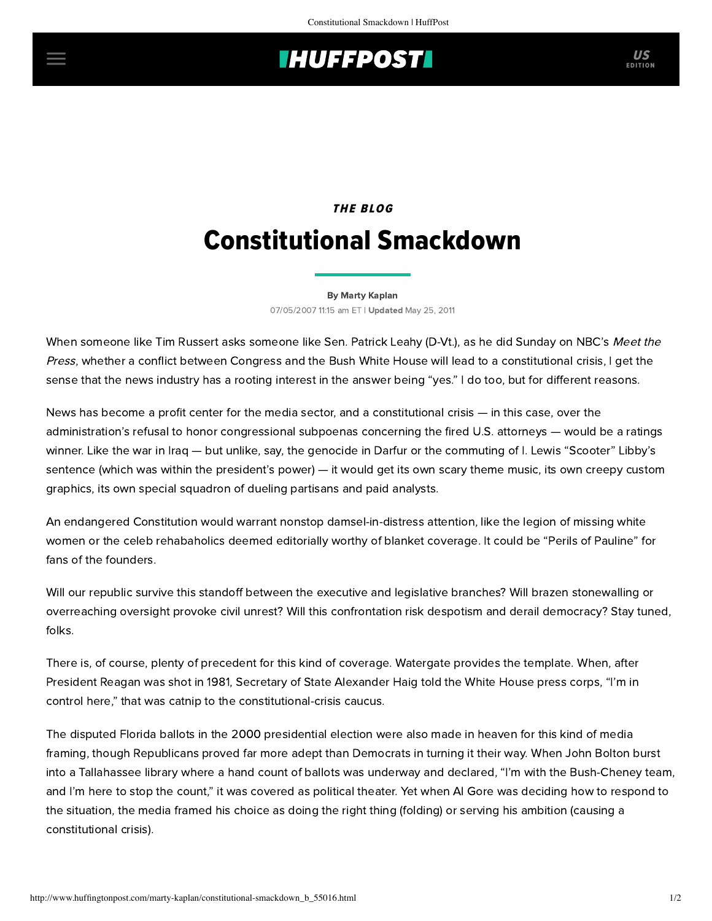*THE BLOG*

# Constitutional Smackdown

**By Marty Kaplan**

07/05/2007 11:15 am ET | **Updated** May 25, 2011

When someone like Tim Russert asks someone like Sen. Patrick Leahy (D-Vt.), as he did Sunday on NBC's *Meet the Press*, whether a conflict between Congress and the Bush White House will lead to a constitutional crisis, I get the sense that the news industry has a rooting interest in the answer being "yes." I do too, but for different reasons.

News has become a profit center for the media sector, and a constitutional crisis — in this case, over the administration's refusal to honor congressional subpoenas concerning the fired U.S. attorneys — would be a ratings winner. Like the war in Iraq — but unlike, say, the genocide in Darfur or the commuting of I. Lewis "Scooter" Libby's sentence (which was within the president's power) — it would get its own scary theme music, its own creepy custom graphics, its own special squadron of dueling partisans and paid analysts.

An endangered Constitution would warrant nonstop damsel-in-distress attention, like the legion of missing white women or the celeb rehabaholics deemed editorially worthy of blanket coverage. It could be "Perils of Pauline" for fans of the founders.

Will our republic survive this standoff between the executive and legislative branches? Will brazen stonewalling or overreaching oversight provoke civil unrest? Will this confrontation risk despotism and derail democracy? Stay tuned, folks.

There is, of course, plenty of precedent for this kind of coverage. Watergate provides the template. When, after President Reagan was shot in 1981, Secretary of State Alexander Haig told the White House press corps, "I'm in control here," that was catnip to the constitutional-crisis caucus.

The disputed Florida ballots in the 2000 presidential election were also made in heaven for this kind of media framing, though Republicans proved far more adept than Democrats in turning it their way. When John Bolton burst into a Tallahassee library where a hand count of ballots was underway and declared, "I'm with the Bush-Cheney team, and I'm here to stop the count," it was covered as political theater. Yet when Al Gore was deciding how to respond to the situation, the media framed his choice as doing the right thing (folding) or serving his ambition (causing a constitutional crisis).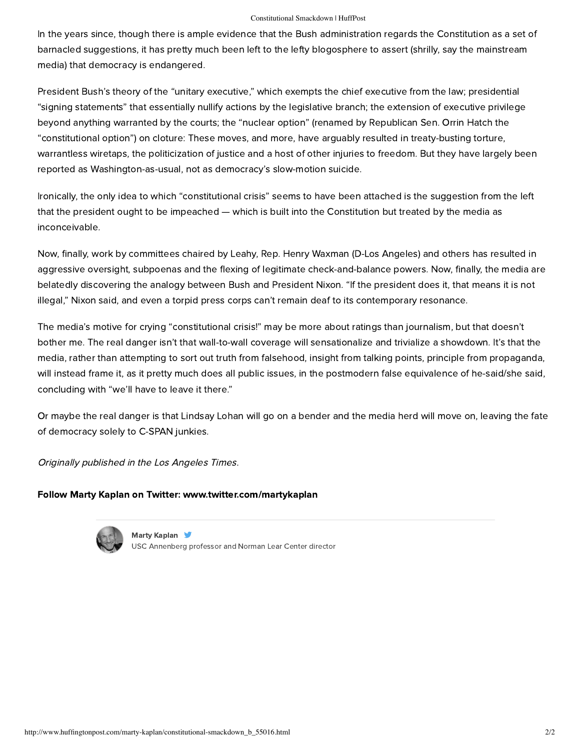In the years since, though there is ample evidence that the Bush administration regards the Constitution as a set of barnacled suggestions, it has pretty much been left to the lefty blogosphere to assert (shrilly, say the mainstream media) that democracy is endangered.

President Bush's theory of the "unitary executive," which exempts the chief executive from the law; presidential "signing statements" that essentially nullify actions by the legislative branch; the extension of executive privilege beyond anything warranted by the courts; the "nuclear option" (renamed by Republican Sen. Orrin Hatch the "constitutional option") on cloture: These moves, and more, have arguably resulted in treaty-busting torture, warrantless wiretaps, the politicization of justice and a host of other injuries to freedom. But they have largely been reported as Washington-as-usual, not as democracy's slow-motion suicide.

Ironically, the only idea to which "constitutional crisis" seems to have been attached is the suggestion from the left that the president ought to be impeached — which is built into the Constitution but treated by the media as inconceivable.

Now, finally, work by committees chaired by Leahy, Rep. Henry Waxman (D-Los Angeles) and others has resulted in aggressive oversight, subpoenas and the flexing of legitimate check-and-balance powers. Now, finally, the media are belatedly discovering the analogy between Bush and President Nixon. "If the president does it, that means it is not illegal," Nixon said, and even a torpid press corps can't remain deaf to its contemporary resonance.

The media's motive for crying "constitutional crisis!" may be more about ratings than journalism, but that doesn't bother me. The real danger isn't that wall-to-wall coverage will sensationalize and trivialize a showdown. It's that the media, rather than attempting to sort out truth from falsehood, insight from talking points, principle from propaganda, will instead frame it, as it pretty much does all public issues, in the postmodern false equivalence of he-said/she said, concluding with "we'll have to leave it there."

Or maybe the real danger is that Lindsay Lohan will go on a bender and the media herd will move on, leaving the fate of democracy solely to C-SPAN junkies.

*Originally published in the Los Angeles Times.*

**Follow Marty Kaplan on Twitter: www.twitter.com/martykaplan**

**Marty Kaplan**
USC Annenberg professor and Norman Lear Center director